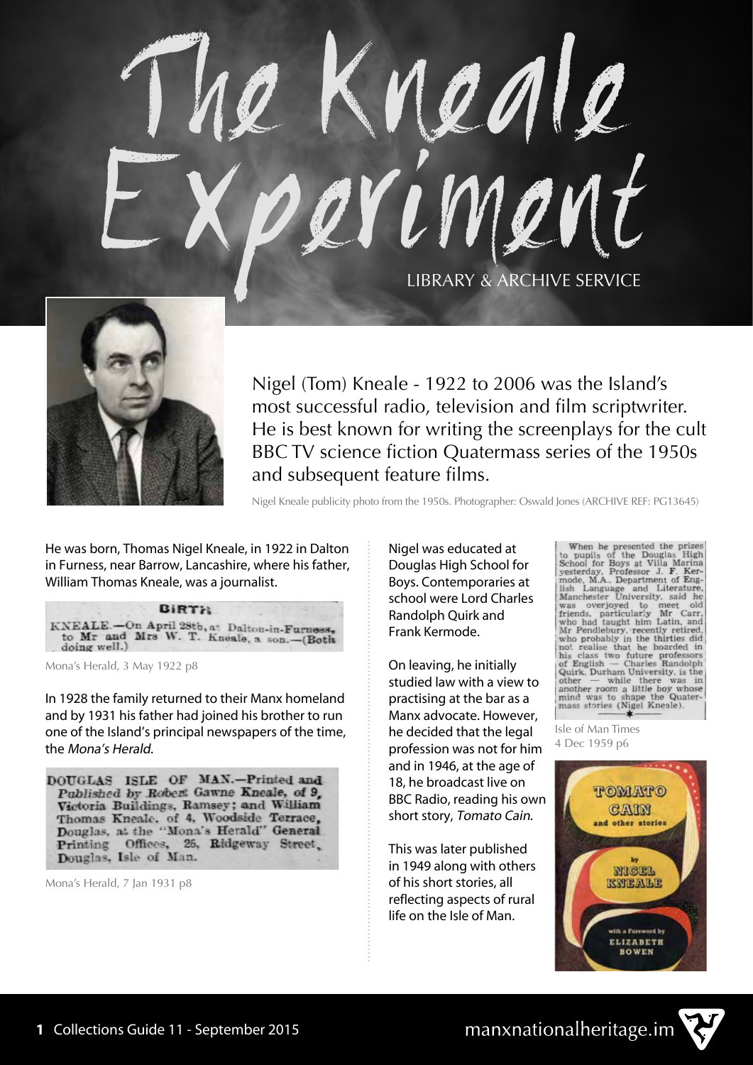# The Kneale Experiment

LIBRARY & ARCHIVE SERVICE

Nigel (Tom) Kneale - 1922 to 2006 was the Island's most successful radio, television and film scriptwriter. He is best known for writing the screenplays for the cult BBC TV science fiction Quatermass series of the 1950s and subsequent feature films.

Nigel Kneale publicity photo from the 1950s. Photographer: Oswald Jones (ARCHIVE REF: PG13645)

He was born, Thomas Nigel Kneale, in 1922 in Dalton in Furness, near Barrow, Lancashire, where his father, William Thomas Kneale, was a journalist.

> **BIRTH**
> KNEALE.—On April 28th, at Dalton-in-Furness, to Mr and Mrs W. T. Kneale, a son.—(Both doing well.)

Mona's Herald, 3 May 1922 p8

In 1928 the family returned to their Manx homeland and by 1931 his father had joined his brother to run one of the Island's principal newspapers of the time, the *Mona's Herald*.

> DOUGLAS ISLE OF MAN.—Printed and Published by Robert Gawne Kneale, of 9, Victoria Buildings, Ramsey; and William Thomas Kneale, of 4, Woodside Terrace, Douglas, at the "Mona's Herald" General Printing Offices, 25, Ridgeway Street, Douglas, Isle of Man.

Mona's Herald, 7 Jan 1931 p8

Nigel was educated at Douglas High School for Boys. Contemporaries at school were Lord Charles Randolph Quirk and Frank Kermode.

On leaving, he initially studied law with a view to practising at the bar as a Manx advocate. However, he decided that the legal profession was not for him and in 1946, at the age of 18, he broadcast live on BBC Radio, reading his own short story, *Tomato Cain*.

This was later published in 1949 along with others of his short stories, all reflecting aspects of rural life on the Isle of Man.

> When he presented the prizes to pupils of the Douglas High School for Boys at Villa Marina yesterday, Professor J. F. Kermode, M.A., Department of English Language and Literature, Manchester University, said he was overjoyed to meet old friends, particularly Mr Carr, who had taught him Latin, and Mr Pendlebury, recently retired, who probably in the thirties did not realise that he hoarded in his class two future professors of English — Charles Randolph Quirk, Durham University, is the other — while there was in another room a little boy whose mind was to shape the Quatermass stories (Nigel Kneale).

Isle of Man Times 4 Dec 1959 p6

TOMATO CAIN and other stories by NIGEL KNEALE with a Foreword by ELIZABETH BOWEN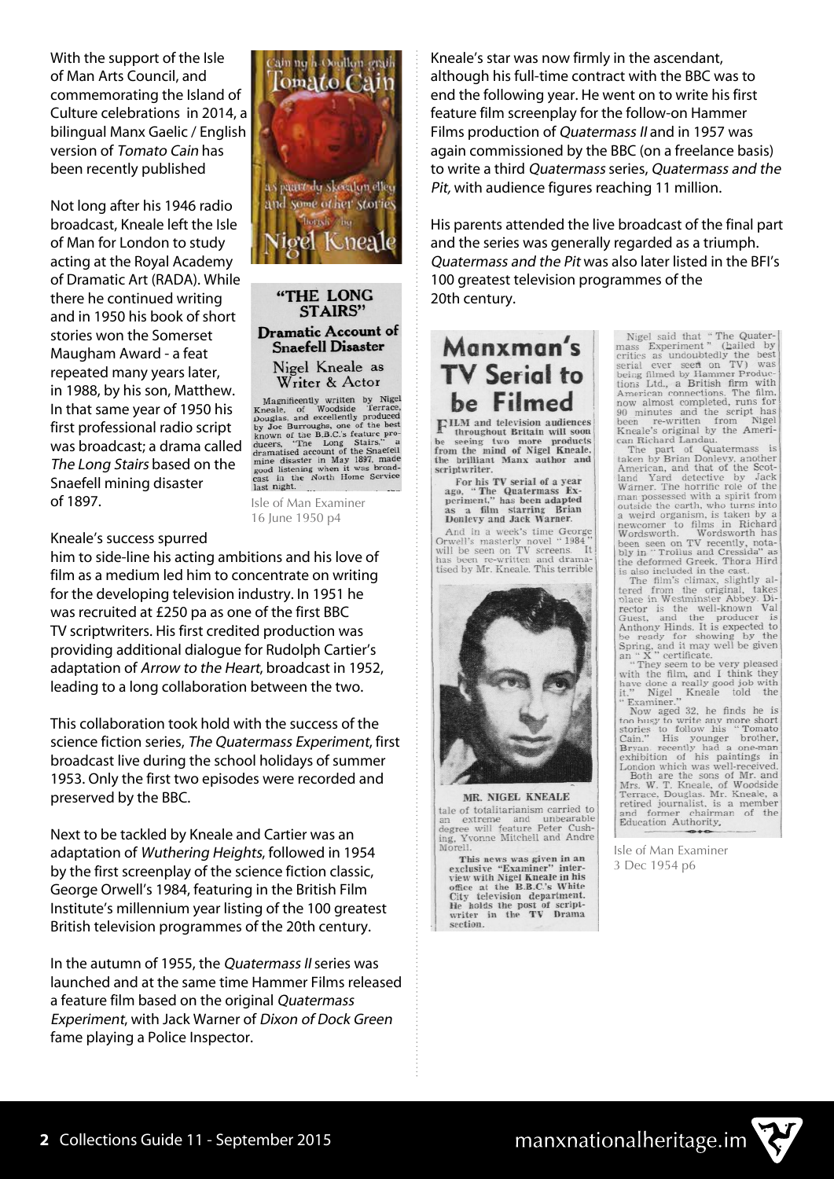With the support of the Isle of Man Arts Council, and commemorating the Island of Culture celebrations in 2014, a bilingual Manx Gaelic / English version of *Tomato Cain* has been recently published

Not long after his 1946 radio broadcast, Kneale left the Isle of Man for London to study acting at the Royal Academy of Dramatic Art (RADA). While there he continued writing and in 1950 his book of short stories won the Somerset Maugham Award - a feat repeated many years later, in 1988, by his son, Matthew. In that same year of 1950 his first professional radio script was broadcast; a drama called *The Long Stairs* based on the Snaefell mining disaster of 1897.

**"THE LONG STAIRS"**

**Dramatic Account of Snaefell Disaster**

**Nigel Kneale as Writer & Actor**

Magnificently written by Nigel Kneale, of Woodside Terrace, Douglas, and excellently produced by Joe Burroughs, one of the best known of the B.B.C.'s feature producers, "The Long Stairs," a dramatised account of the Snaefell mine disaster in May 1897, made good listening when it was broadcast in the North Home Service last night.

Isle of Man Examiner 16 June 1950 p4

Kneale's success spurred him to side-line his acting ambitions and his love of film as a medium led him to concentrate on writing for the developing television industry. In 1951 he was recruited at £250 pa as one of the first BBC TV scriptwriters. His first credited production was providing additional dialogue for Rudolph Cartier's adaptation of *Arrow to the Heart*, broadcast in 1952, leading to a long collaboration between the two.

This collaboration took hold with the success of the science fiction series, *The Quatermass Experiment*, first broadcast live during the school holidays of summer 1953. Only the first two episodes were recorded and preserved by the BBC.

Next to be tackled by Kneale and Cartier was an adaptation of *Wuthering Heights*, followed in 1954 by the first screenplay of the science fiction classic, George Orwell's 1984, featuring in the British Film Institute's millennium year listing of the 100 greatest British television programmes of the 20th century.

In the autumn of 1955, the *Quatermass II* series was launched and at the same time Hammer Films released a feature film based on the original *Quatermass Experiment*, with Jack Warner of *Dixon of Dock Green* fame playing a Police Inspector.

Kneale's star was now firmly in the ascendant, although his full-time contract with the BBC was to end the following year. He went on to write his first feature film screenplay for the follow-on Hammer Films production of *Quatermass II* and in 1957 was again commissioned by the BBC (on a freelance basis) to write a third *Quatermass* series, *Quatermass and the Pit*, with audience figures reaching 11 million.

His parents attended the live broadcast of the final part and the series was generally regarded as a triumph. *Quatermass and the Pit* was also later listed in the BFI's 100 greatest television programmes of the 20th century.

**Manxman's TV Serial to be Filmed**

FILM and television audiences throughout Britain will soon be seeing two more products from the mind of Nigel Kneale, the brilliant Manx author and scriptwriter.

**For his TV serial of a year ago, "The Quatermass Experiment," has been adapted as a film starring Brian Donlevy and Jack Warner.**

And in a week's time George Orwell's masterly novel "1984" will be seen on TV screens. It has been re-written and dramatised by Mr. Kneale. This terrible tale of totalitarianism carried to an extreme and unbearable degree will feature Peter Cushing, Yvonne Mitchell and Andre Morell.

MR. NIGEL KNEALE

**This news was given in an exclusive "Examiner" interview with Nigel Kneale in his office at the B.B.C.'s White City television department. He holds the post of scriptwriter in the TV Drama section.**

Nigel said that "The Quatermass Experiment" (hailed by critics as undoubtedly the best serial ever seen on TV) was being filmed by Hammer Productions Ltd., a British firm with American connections. The film, now almost completed, runs for 90 minutes and the script has been re-written from Nigel Kneale's original by the American Richard Landau.

The part of Quatermass is taken by Brian Donlevy, another American, and that of the Scotland Yard detective by Jack Warner. The horrific role of the man possessed with a spirit from outside the earth, who turns into a weird organism, is taken by a newcomer to films in Richard Wordsworth. Wordsworth has been seen on TV recently, notably in "Troilus and Cressida" as the deformed Greek. Thora Hird is also included in the cast.

The film's climax, slightly altered from the original, takes place in Westminster Abbey. Director is the well-known Val Guest, and the producer is Anthony Hinds. It is expected to be ready for showing by the Spring, and it may well be given an "X" certificate.

"They seem to be very pleased with the film, and I think they have done a really good job with it," Nigel Kneale told the "Examiner."

Now aged 32, he finds he is too busy to write any more short stories to follow his "Tomato Cain." His younger brother, Bryan, recently had a one-man exhibition of his paintings in London which was well-received. Both are the sons of Mr. and Mrs. W. T. Kneale, of Woodside Terrace, Douglas. Mr. Kneale, a retired journalist, is a member and former chairman of the Education Authority.

Isle of Man Examiner 3 Dec 1954 p6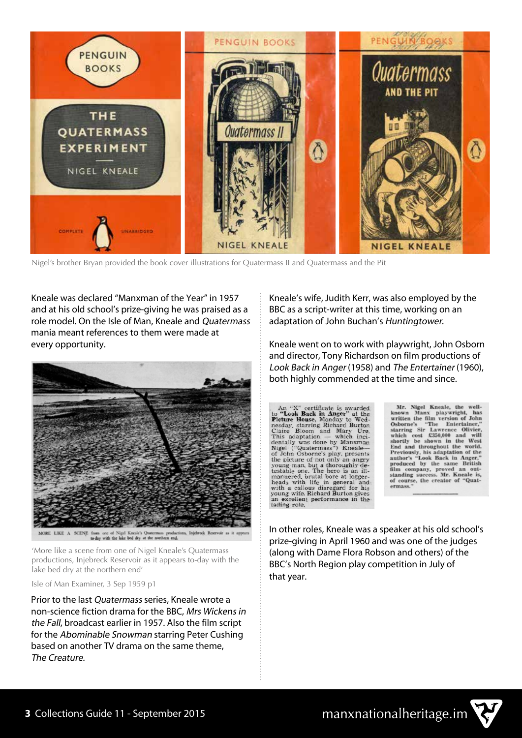Nigel's brother Bryan provided the book cover illustrations for Quatermass II and Quatermass and the Pit

Kneale was declared "Manxman of the Year" in 1957 and at his old school's prize-giving he was praised as a role model. On the Isle of Man, Kneale and *Quatermass* mania meant references to them were made at every opportunity.

MORE LIKE A SCENE from one of Nigel Kneale's Quatermass productions, Injebreck Reservoir as it appears to-day with the lake bed dry at the northern end.

'More like a scene from one of Nigel Kneale's Quatermass productions, Injebreck Reservoir as it appears to-day with the lake bed dry at the northern end'

Isle of Man Examiner, 3 Sep 1959 p1

Prior to the last *Quatermass* series, Kneale wrote a non-science fiction drama for the BBC, *Mrs Wickens in the Fall*, broadcast earlier in 1957. Also the film script for the *Abominable Snowman* starring Peter Cushing based on another TV drama on the same theme, *The Creature*.

Kneale's wife, Judith Kerr, was also employed by the BBC as a script-writer at this time, working on an adaptation of John Buchan's *Huntingtower*.

Kneale went on to work with playwright, John Osborn and director, Tony Richardson on film productions of *Look Back in Anger* (1958) and *The Entertainer* (1960), both highly commended at the time and since.

An "X" certificate is awarded to **"Look Back in Anger"** at the **Picture House**, Monday to Wednesday, starring Richard Burton Claire Bloom and Mary Ure. This adaptation — which incidentally was done by Manxman Nigel ("Quatermass") Kneale—of John Osborne's play, presents the picture of not only an angry young man, but a thoroughly detestable one. The hero is an ill-mannered, brutal bore at loggerheads with life in general and with a callous disregard for his young wife. Richard Burton gives an excellent performance in the lading role.

**Mr. Nigel Kneale, the well-known Manx playwright, has written the film version of John Osborne's "The Entertainer," starring Sir Lawrence Olivier, which cost £350,000 and will shortly be shown in the West End and throughout the world. Previously, his adaptation of the author's "Look Back in Anger," produced by the same British film company, proved an outstanding success. Mr. Kneale is, of course, the creator of "Quatermass."**

In other roles, Kneale was a speaker at his old school's prize-giving in April 1960 and was one of the judges (along with Dame Flora Robson and others) of the BBC's North Region play competition in July of that year.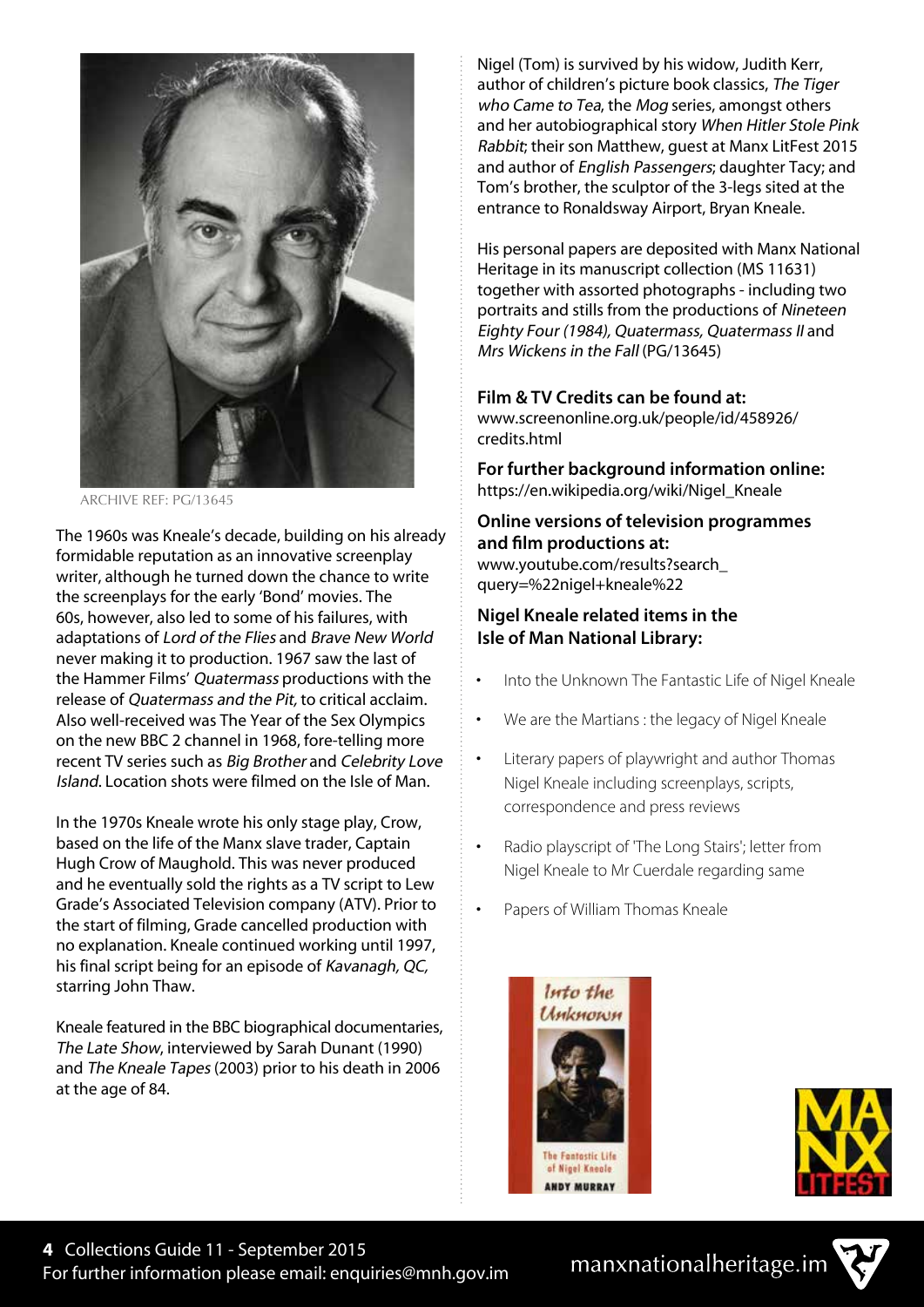ARCHIVE REF: PG/13645

The 1960s was Kneale's decade, building on his already formidable reputation as an innovative screenplay writer, although he turned down the chance to write the screenplays for the early 'Bond' movies. The 60s, however, also led to some of his failures, with adaptations of *Lord of the Flies* and *Brave New World* never making it to production. 1967 saw the last of the Hammer Films' *Quatermass* productions with the release of *Quatermass and the Pit,* to critical acclaim. Also well-received was The Year of the Sex Olympics on the new BBC 2 channel in 1968, fore-telling more recent TV series such as *Big Brother* and *Celebrity Love Island*. Location shots were filmed on the Isle of Man.

In the 1970s Kneale wrote his only stage play, Crow, based on the life of the Manx slave trader, Captain Hugh Crow of Maughold. This was never produced and he eventually sold the rights as a TV script to Lew Grade's Associated Television company (ATV). Prior to the start of filming, Grade cancelled production with no explanation. Kneale continued working until 1997, his final script being for an episode of *Kavanagh, QC,* starring John Thaw.

Kneale featured in the BBC biographical documentaries, *The Late Show*, interviewed by Sarah Dunant (1990) and *The Kneale Tapes* (2003) prior to his death in 2006 at the age of 84.

Nigel (Tom) is survived by his widow, Judith Kerr, author of children's picture book classics, *The Tiger who Came to Tea*, the *Mog* series, amongst others and her autobiographical story *When Hitler Stole Pink Rabbit*; their son Matthew, guest at Manx LitFest 2015 and author of *English Passengers*; daughter Tacy; and Tom's brother, the sculptor of the 3-legs sited at the entrance to Ronaldsway Airport, Bryan Kneale.

His personal papers are deposited with Manx National Heritage in its manuscript collection (MS 11631) together with assorted photographs - including two portraits and stills from the productions of *Nineteen Eighty Four (1984), Quatermass, Quatermass II* and *Mrs Wickens in the Fall* (PG/13645)

**Film & TV Credits can be found at:**
www.screenonline.org.uk/people/id/458926/credits.html

**For further background information online:**
https://en.wikipedia.org/wiki/Nigel_Kneale

**Online versions of television programmes and film productions at:**
www.youtube.com/results?search_query=%22nigel+kneale%22

**Nigel Kneale related items in the Isle of Man National Library:**

- Into the Unknown The Fantastic Life of Nigel Kneale
- We are the Martians : the legacy of Nigel Kneale
- Literary papers of playwright and author Thomas Nigel Kneale including screenplays, scripts, correspondence and press reviews
- Radio playscript of 'The Long Stairs'; letter from Nigel Kneale to Mr Cuerdale regarding same
- Papers of William Thomas Kneale

Collections Guide 11 - September 2015
For further information please email: enquiries@mnh.gov.im